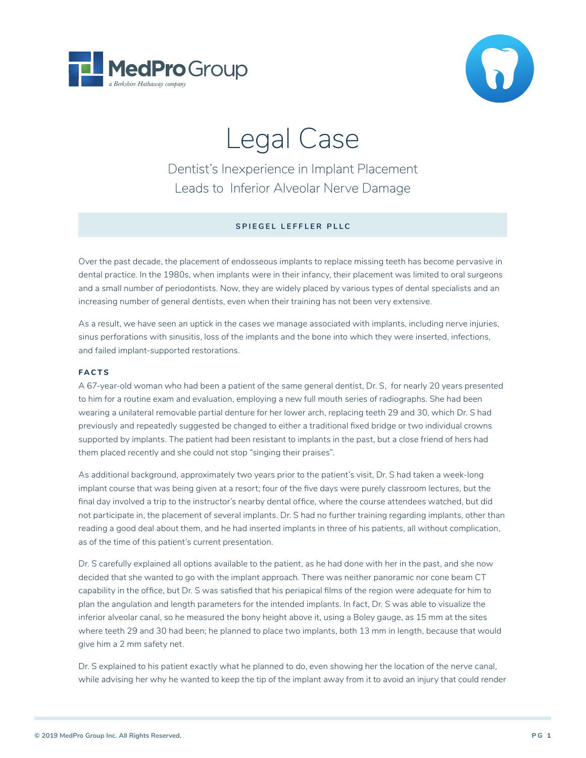# Legal Case

## Dentist's Inexperience in Implant Placement Leads to Inferior Alveolar Nerve Damage

**SPIEGEL LEFFLER PLLC**

Over the past decade, the placement of endosseous implants to replace missing teeth has become pervasive in dental practice. In the 1980s, when implants were in their infancy, their placement was limited to oral surgeons and a small number of periodontists. Now, they are widely placed by various types of dental specialists and an increasing number of general dentists, even when their training has not been very extensive.

As a result, we have seen an uptick in the cases we manage associated with implants, including nerve injuries, sinus perforations with sinusitis, loss of the implants and the bone into which they were inserted, infections, and failed implant-supported restorations.

### FACTS

A 67-year-old woman who had been a patient of the same general dentist, Dr. S, for nearly 20 years presented to him for a routine exam and evaluation, employing a new full mouth series of radiographs. She had been wearing a unilateral removable partial denture for her lower arch, replacing teeth 29 and 30, which Dr. S had previously and repeatedly suggested be changed to either a traditional fixed bridge or two individual crowns supported by implants. The patient had been resistant to implants in the past, but a close friend of hers had them placed recently and she could not stop "singing their praises".

As additional background, approximately two years prior to the patient's visit, Dr. S had taken a week-long implant course that was being given at a resort; four of the five days were purely classroom lectures, but the final day involved a trip to the instructor's nearby dental office, where the course attendees watched, but did not participate in, the placement of several implants. Dr. S had no further training regarding implants, other than reading a good deal about them, and he had inserted implants in three of his patients, all without complication, as of the time of this patient's current presentation.

Dr. S carefully explained all options available to the patient, as he had done with her in the past, and she now decided that she wanted to go with the implant approach. There was neither panoramic nor cone beam CT capability in the office, but Dr. S was satisfied that his periapical films of the region were adequate for him to plan the angulation and length parameters for the intended implants. In fact, Dr. S was able to visualize the inferior alveolar canal, so he measured the bony height above it, using a Boley gauge, as 15 mm at the sites where teeth 29 and 30 had been; he planned to place two implants, both 13 mm in length, because that would give him a 2 mm safety net.

Dr. S explained to his patient exactly what he planned to do, even showing her the location of the nerve canal, while advising her why he wanted to keep the tip of the implant away from it to avoid an injury that could render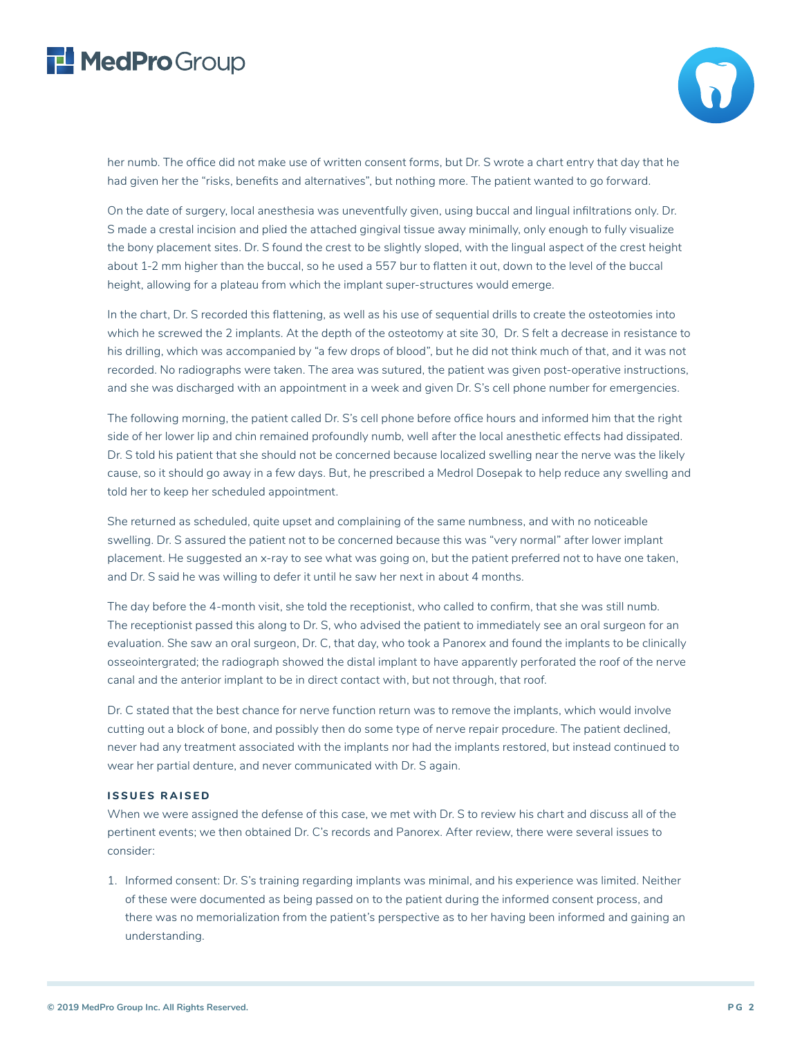her numb. The office did not make use of written consent forms, but Dr. S wrote a chart entry that day that he had given her the "risks, benefits and alternatives", but nothing more. The patient wanted to go forward.

On the date of surgery, local anesthesia was uneventfully given, using buccal and lingual infiltrations only. Dr. S made a crestal incision and plied the attached gingival tissue away minimally, only enough to fully visualize the bony placement sites. Dr. S found the crest to be slightly sloped, with the lingual aspect of the crest height about 1-2 mm higher than the buccal, so he used a 557 bur to flatten it out, down to the level of the buccal height, allowing for a plateau from which the implant super-structures would emerge.

In the chart, Dr. S recorded this flattening, as well as his use of sequential drills to create the osteotomies into which he screwed the 2 implants. At the depth of the osteotomy at site 30, Dr. S felt a decrease in resistance to his drilling, which was accompanied by "a few drops of blood", but he did not think much of that, and it was not recorded. No radiographs were taken. The area was sutured, the patient was given post-operative instructions, and she was discharged with an appointment in a week and given Dr. S's cell phone number for emergencies.

The following morning, the patient called Dr. S's cell phone before office hours and informed him that the right side of her lower lip and chin remained profoundly numb, well after the local anesthetic effects had dissipated. Dr. S told his patient that she should not be concerned because localized swelling near the nerve was the likely cause, so it should go away in a few days. But, he prescribed a Medrol Dosepak to help reduce any swelling and told her to keep her scheduled appointment.

She returned as scheduled, quite upset and complaining of the same numbness, and with no noticeable swelling. Dr. S assured the patient not to be concerned because this was "very normal" after lower implant placement. He suggested an x-ray to see what was going on, but the patient preferred not to have one taken, and Dr. S said he was willing to defer it until he saw her next in about 4 months.

The day before the 4-month visit, she told the receptionist, who called to confirm, that she was still numb. The receptionist passed this along to Dr. S, who advised the patient to immediately see an oral surgeon for an evaluation. She saw an oral surgeon, Dr. C, that day, who took a Panorex and found the implants to be clinically osseointergrated; the radiograph showed the distal implant to have apparently perforated the roof of the nerve canal and the anterior implant to be in direct contact with, but not through, that roof.

Dr. C stated that the best chance for nerve function return was to remove the implants, which would involve cutting out a block of bone, and possibly then do some type of nerve repair procedure. The patient declined, never had any treatment associated with the implants nor had the implants restored, but instead continued to wear her partial denture, and never communicated with Dr. S again.

### ISSUES RAISED

When we were assigned the defense of this case, we met with Dr. S to review his chart and discuss all of the pertinent events; we then obtained Dr. C's records and Panorex. After review, there were several issues to consider:

1. Informed consent: Dr. S's training regarding implants was minimal, and his experience was limited. Neither of these were documented as being passed on to the patient during the informed consent process, and there was no memorialization from the patient's perspective as to her having been informed and gaining an understanding.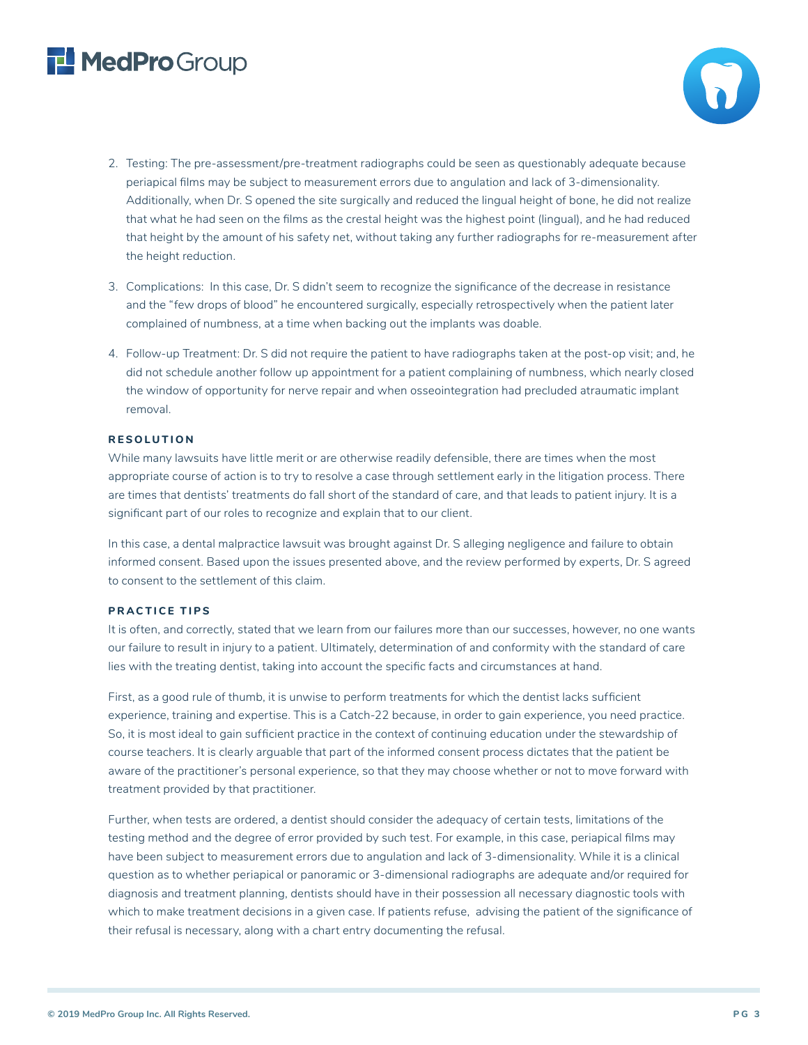2. Testing: The pre-assessment/pre-treatment radiographs could be seen as questionably adequate because periapical films may be subject to measurement errors due to angulation and lack of 3-dimensionality. Additionally, when Dr. S opened the site surgically and reduced the lingual height of bone, he did not realize that what he had seen on the films as the crestal height was the highest point (lingual), and he had reduced that height by the amount of his safety net, without taking any further radiographs for re-measurement after the height reduction.

3. Complications: In this case, Dr. S didn't seem to recognize the significance of the decrease in resistance and the "few drops of blood" he encountered surgically, especially retrospectively when the patient later complained of numbness, at a time when backing out the implants was doable.

4. Follow-up Treatment: Dr. S did not require the patient to have radiographs taken at the post-op visit; and, he did not schedule another follow up appointment for a patient complaining of numbness, which nearly closed the window of opportunity for nerve repair and when osseointegration had precluded atraumatic implant removal.

#### RESOLUTION

While many lawsuits have little merit or are otherwise readily defensible, there are times when the most appropriate course of action is to try to resolve a case through settlement early in the litigation process. There are times that dentists' treatments do fall short of the standard of care, and that leads to patient injury. It is a significant part of our roles to recognize and explain that to our client.

In this case, a dental malpractice lawsuit was brought against Dr. S alleging negligence and failure to obtain informed consent. Based upon the issues presented above, and the review performed by experts, Dr. S agreed to consent to the settlement of this claim.

#### PRACTICE TIPS

It is often, and correctly, stated that we learn from our failures more than our successes, however, no one wants our failure to result in injury to a patient. Ultimately, determination of and conformity with the standard of care lies with the treating dentist, taking into account the specific facts and circumstances at hand.

First, as a good rule of thumb, it is unwise to perform treatments for which the dentist lacks sufficient experience, training and expertise. This is a Catch-22 because, in order to gain experience, you need practice. So, it is most ideal to gain sufficient practice in the context of continuing education under the stewardship of course teachers. It is clearly arguable that part of the informed consent process dictates that the patient be aware of the practitioner's personal experience, so that they may choose whether or not to move forward with treatment provided by that practitioner.

Further, when tests are ordered, a dentist should consider the adequacy of certain tests, limitations of the testing method and the degree of error provided by such test. For example, in this case, periapical films may have been subject to measurement errors due to angulation and lack of 3-dimensionality. While it is a clinical question as to whether periapical or panoramic or 3-dimensional radiographs are adequate and/or required for diagnosis and treatment planning, dentists should have in their possession all necessary diagnostic tools with which to make treatment decisions in a given case. If patients refuse, advising the patient of the significance of their refusal is necessary, along with a chart entry documenting the refusal.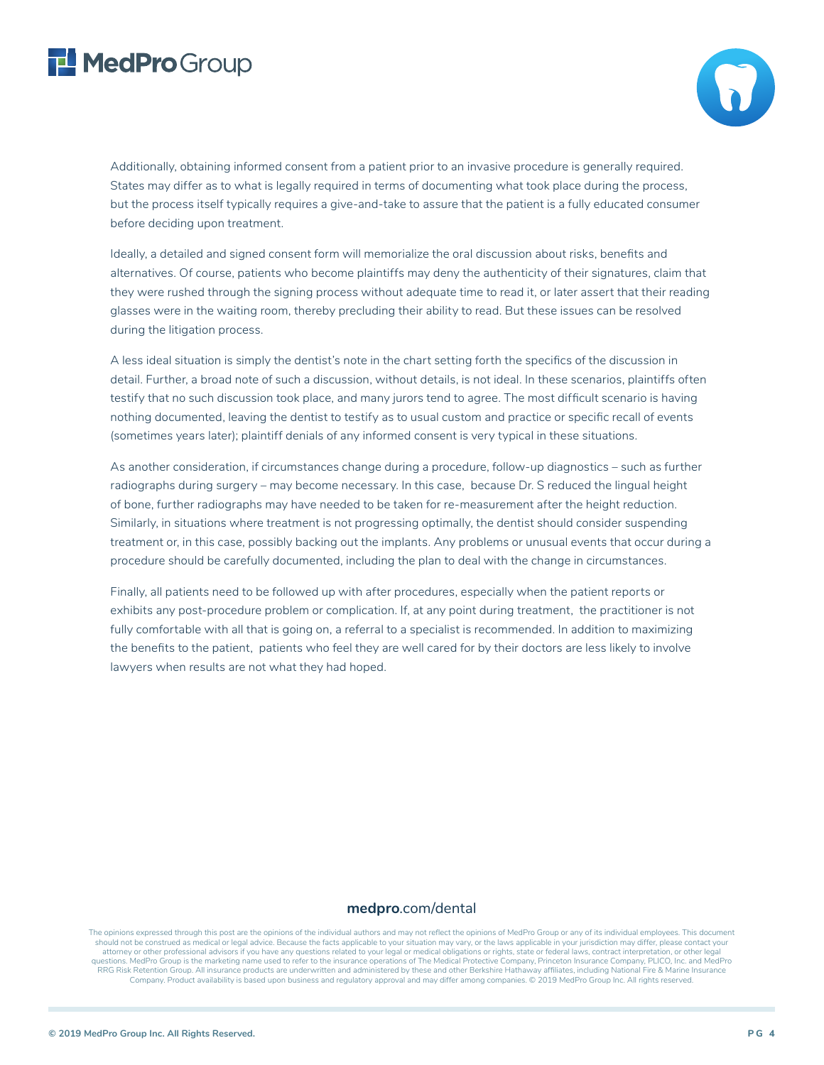Additionally, obtaining informed consent from a patient prior to an invasive procedure is generally required. States may differ as to what is legally required in terms of documenting what took place during the process, but the process itself typically requires a give-and-take to assure that the patient is a fully educated consumer before deciding upon treatment.

Ideally, a detailed and signed consent form will memorialize the oral discussion about risks, benefits and alternatives. Of course, patients who become plaintiffs may deny the authenticity of their signatures, claim that they were rushed through the signing process without adequate time to read it, or later assert that their reading glasses were in the waiting room, thereby precluding their ability to read. But these issues can be resolved during the litigation process.

A less ideal situation is simply the dentist's note in the chart setting forth the specifics of the discussion in detail. Further, a broad note of such a discussion, without details, is not ideal. In these scenarios, plaintiffs often testify that no such discussion took place, and many jurors tend to agree. The most difficult scenario is having nothing documented, leaving the dentist to testify as to usual custom and practice or specific recall of events (sometimes years later); plaintiff denials of any informed consent is very typical in these situations.

As another consideration, if circumstances change during a procedure, follow-up diagnostics – such as further radiographs during surgery – may become necessary. In this case, because Dr. S reduced the lingual height of bone, further radiographs may have needed to be taken for re-measurement after the height reduction. Similarly, in situations where treatment is not progressing optimally, the dentist should consider suspending treatment or, in this case, possibly backing out the implants. Any problems or unusual events that occur during a procedure should be carefully documented, including the plan to deal with the change in circumstances.

Finally, all patients need to be followed up with after procedures, especially when the patient reports or exhibits any post-procedure problem or complication. If, at any point during treatment, the practitioner is not fully comfortable with all that is going on, a referral to a specialist is recommended. In addition to maximizing the benefits to the patient, patients who feel they are well cared for by their doctors are less likely to involve lawyers when results are not what they had hoped.

**medpro**.com/dental

The opinions expressed through this post are the opinions of the individual authors and may not reflect the opinions of MedPro Group or any of its individual employees. This document should not be construed as medical or legal advice. Because the facts applicable to your situation may vary, or the laws applicable in your jurisdiction may differ, please contact your attorney or other professional advisors if you have any questions related to your legal or medical obligations or rights, state or federal laws, contract interpretation, or other legal questions. MedPro Group is the marketing name used to refer to the insurance operations of The Medical Protective Company, Princeton Insurance Company, PLICO, Inc. and MedPro RRG Risk Retention Group. All insurance products are underwritten and administered by these and other Berkshire Hathaway affiliates, including National Fire & Marine Insurance Company. Product availability is based upon business and regulatory approval and may differ among companies. © 2019 MedPro Group Inc. All rights reserved.